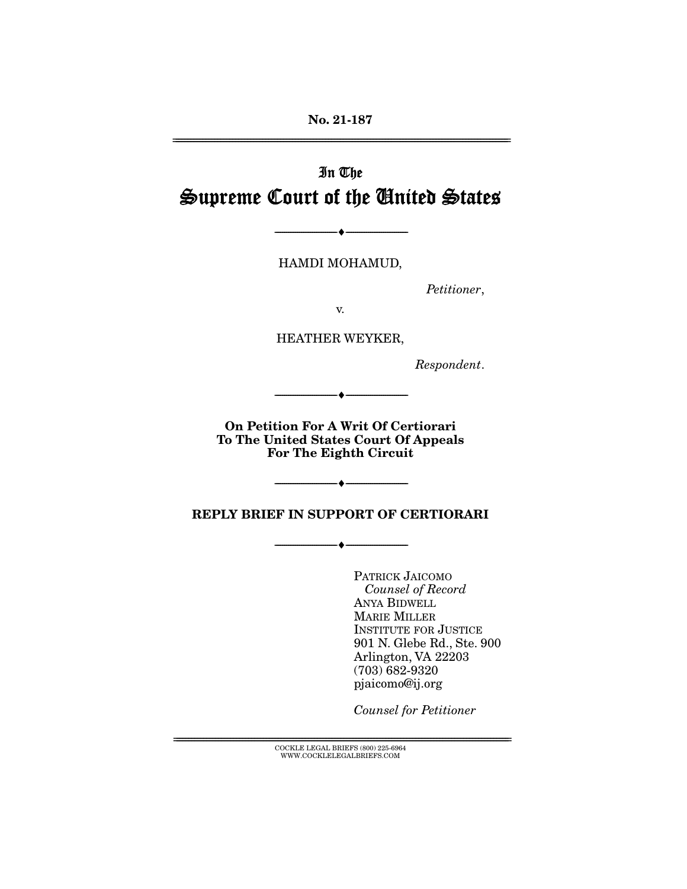No. 21-187

---

In The

# Supreme Court of the United States

---

HAMDI MOHAMUD,

*Petitioner*,

v.

HEATHER WEYKER,

*Respondent*.

---

**On Petition For A Writ Of Certiorari To The United States Court Of Appeals For The Eighth Circuit**

---

**REPLY BRIEF IN SUPPORT OF CERTIORARI**

---

PATRICK JAICOMO
*Counsel of Record*
ANYA BIDWELL
MARIE MILLER
INSTITUTE FOR JUSTICE
901 N. Glebe Rd., Ste. 900
Arlington, VA 22203
(703) 682-9320
pjaicomo@ij.org

*Counsel for Petitioner*

---

COCKLE LEGAL BRIEFS (800) 225-6964
WWW.COCKLELEGALBRIEFS.COM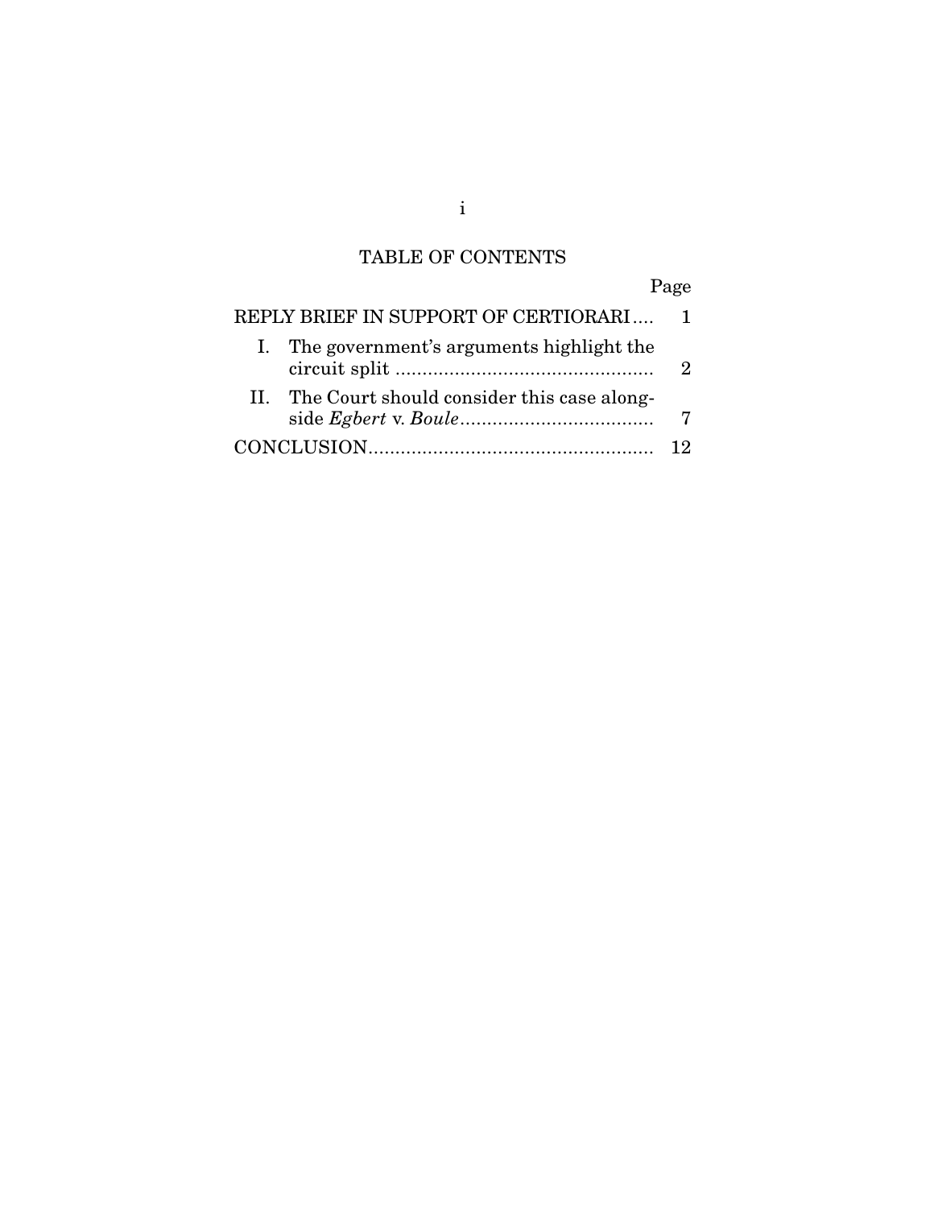## TABLE OF CONTENTS

| | Page |
|---|---|
| REPLY BRIEF IN SUPPORT OF CERTIORARI | 1 |
| I. The government's arguments highlight the circuit split | 2 |
| II. The Court should consider this case alongside *Egbert* v. *Boule* | 7 |
| CONCLUSION | 12 |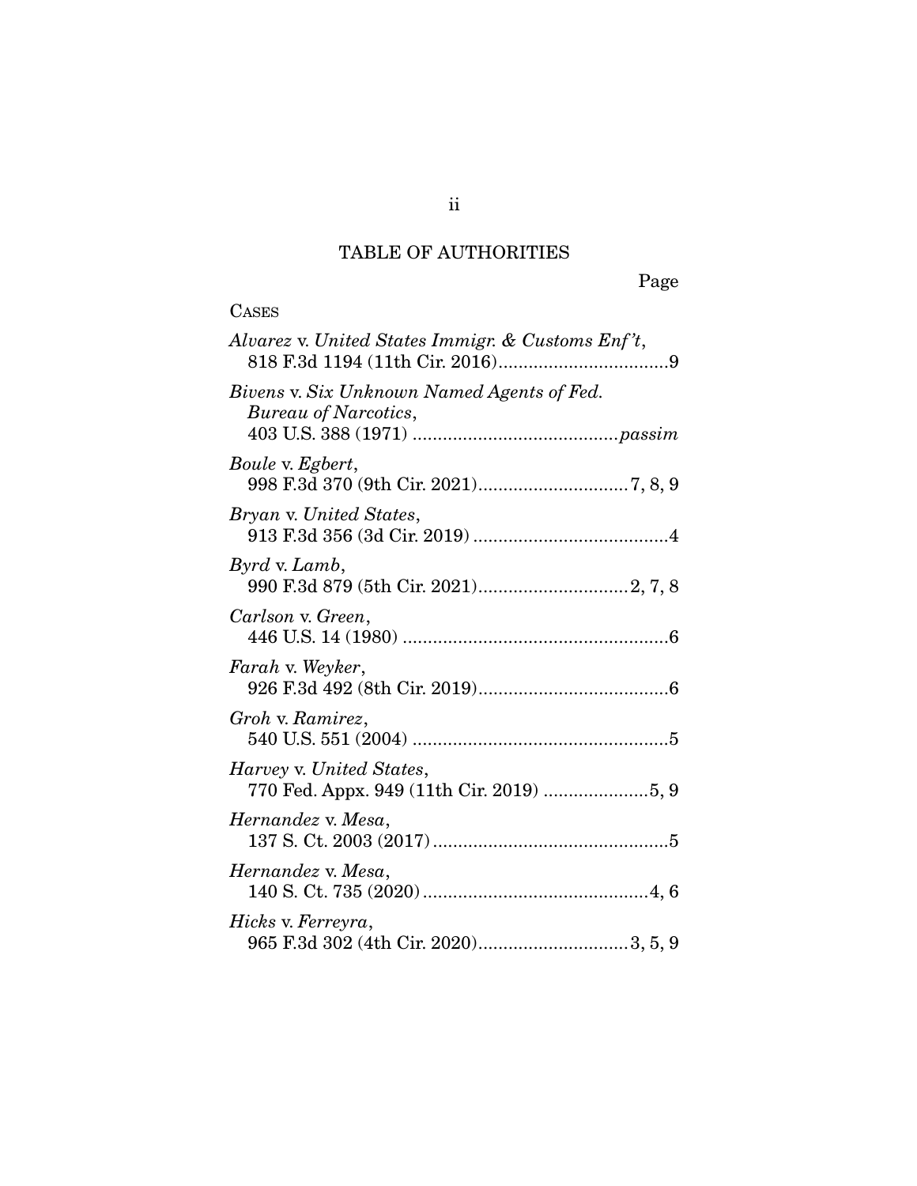# TABLE OF AUTHORITIES

Page

CASES

*Alvarez* v. *United States Immigr. & Customs Enf't*,
818 F.3d 1194 (11th Cir. 2016)..................................9

*Bivens* v. *Six Unknown Named Agents of Fed. Bureau of Narcotics*,
403 U.S. 388 (1971) ........................................*passim*

*Boule* v. *Egbert*,
998 F.3d 370 (9th Cir. 2021)..............................7, 8, 9

*Bryan* v. *United States*,
913 F.3d 356 (3d Cir. 2019) .......................................4

*Byrd* v. *Lamb*,
990 F.3d 879 (5th Cir. 2021)..............................2, 7, 8

*Carlson* v. *Green*,
446 U.S. 14 (1980) .....................................................6

*Farah* v. *Weyker*,
926 F.3d 492 (8th Cir. 2019)......................................6

*Groh* v. *Ramirez*,
540 U.S. 551 (2004) ...................................................5

*Harvey* v. *United States*,
770 Fed. Appx. 949 (11th Cir. 2019) .....................5, 9

*Hernandez* v. *Mesa*,
137 S. Ct. 2003 (2017)...............................................5

*Hernandez* v. *Mesa*,
140 S. Ct. 735 (2020).............................................4, 6

*Hicks* v. *Ferreyra*,
965 F.3d 302 (4th Cir. 2020)..............................3, 5, 9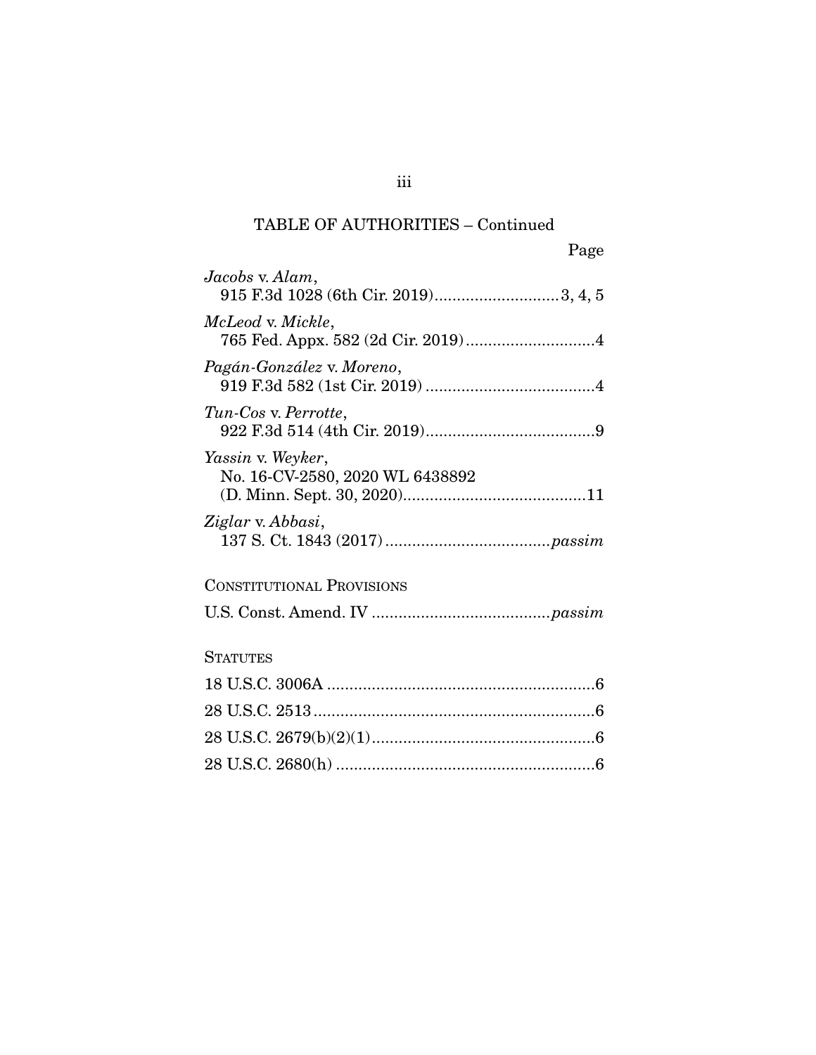## TABLE OF AUTHORITIES – Continued

Page

*Jacobs* v. *Alam*,
915 F.3d 1028 (6th Cir. 2019)............................3, 4, 5

*McLeod* v. *Mickle*,
765 Fed. Appx. 582 (2d Cir. 2019).............................4

*Pagán-González* v. *Moreno*,
919 F.3d 582 (1st Cir. 2019) ......................................4

*Tun-Cos* v. *Perrotte*,
922 F.3d 514 (4th Cir. 2019)......................................9

*Yassin* v. *Weyker*,
No. 16-CV-2580, 2020 WL 6438892
(D. Minn. Sept. 30, 2020).........................................11

*Ziglar* v. *Abbasi*,
137 S. Ct. 1843 (2017) ....................................*passim*

CONSTITUTIONAL PROVISIONS

U.S. Const. Amend. IV ........................................*passim*

STATUTES

18 U.S.C. 3006A ............................................................6

28 U.S.C. 2513................................................................6

28 U.S.C. 2679(b)(2)(1)..................................................6

28 U.S.C. 2680(h) ..........................................................6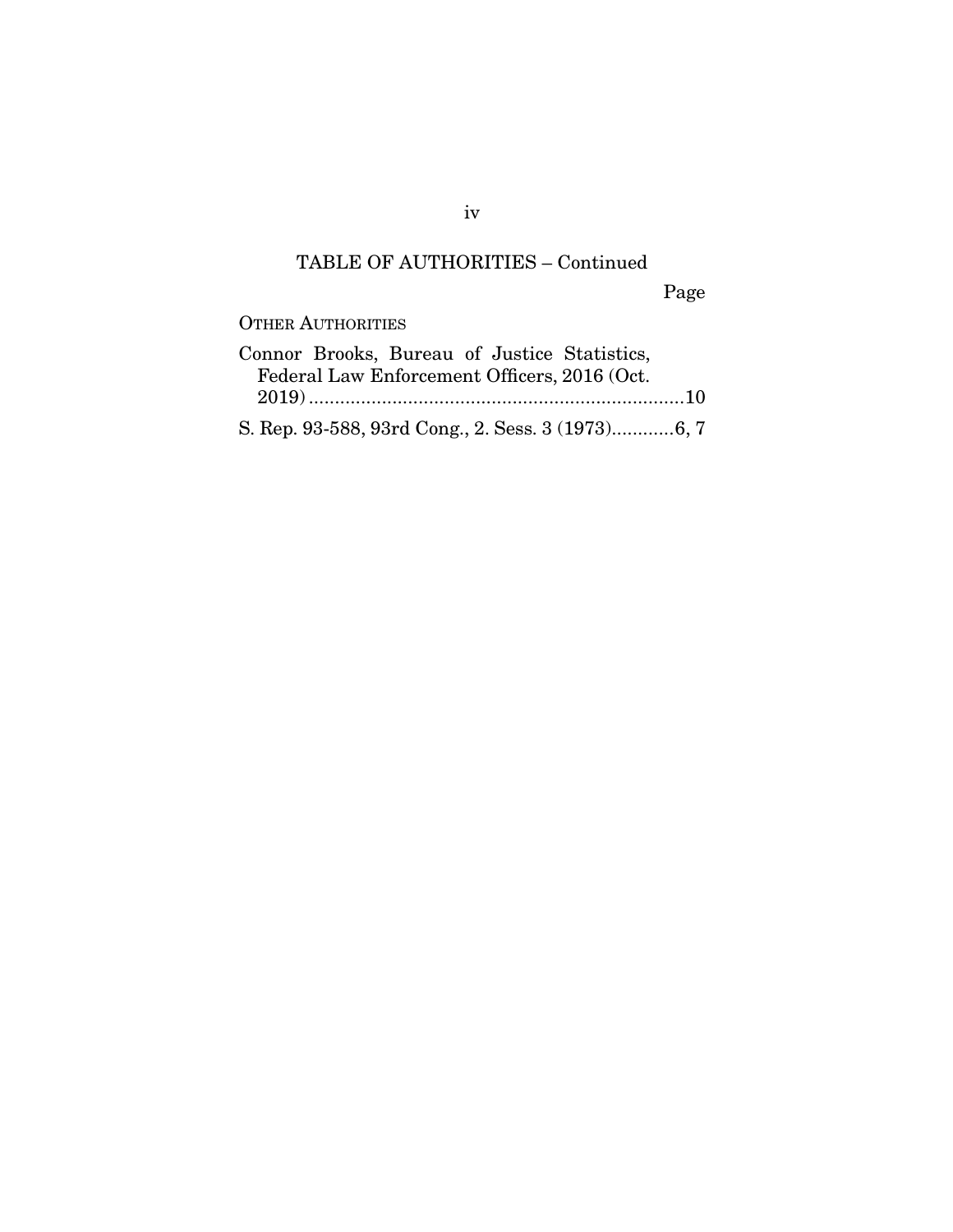## TABLE OF AUTHORITIES – Continued

Page

OTHER AUTHORITIES

Connor Brooks, Bureau of Justice Statistics, Federal Law Enforcement Officers, 2016 (Oct. 2019) ........................................................................10

S. Rep. 93-588, 93rd Cong., 2. Sess. 3 (1973)............6, 7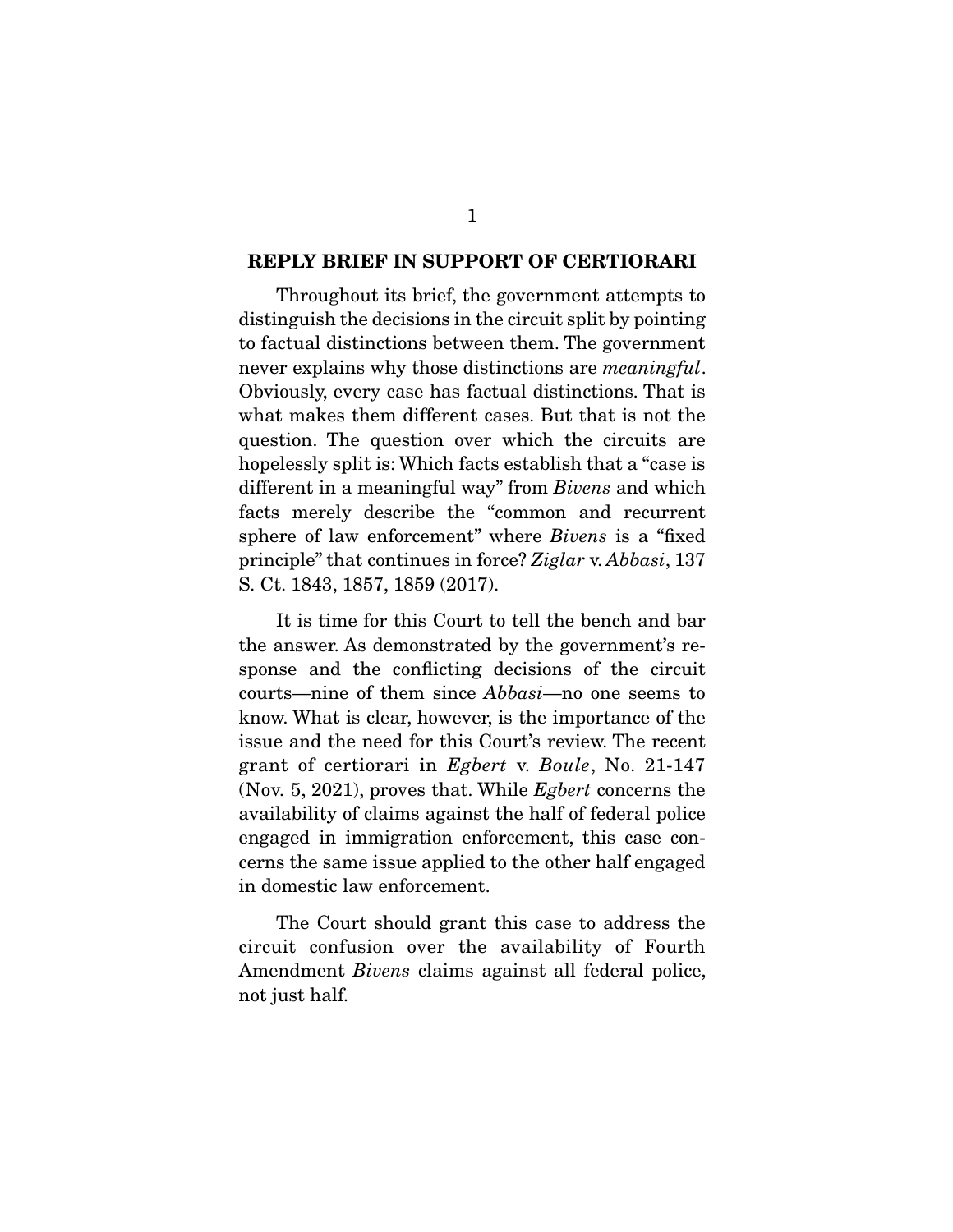## REPLY BRIEF IN SUPPORT OF CERTIORARI

Throughout its brief, the government attempts to distinguish the decisions in the circuit split by pointing to factual distinctions between them. The government never explains why those distinctions are *meaningful*. Obviously, every case has factual distinctions. That is what makes them different cases. But that is not the question. The question over which the circuits are hopelessly split is: Which facts establish that a "case is different in a meaningful way" from *Bivens* and which facts merely describe the "common and recurrent sphere of law enforcement" where *Bivens* is a "fixed principle" that continues in force? *Ziglar* v. *Abbasi*, 137 S. Ct. 1843, 1857, 1859 (2017).

It is time for this Court to tell the bench and bar the answer. As demonstrated by the government's response and the conflicting decisions of the circuit courts—nine of them since *Abbasi*—no one seems to know. What is clear, however, is the importance of the issue and the need for this Court's review. The recent grant of certiorari in *Egbert* v. *Boule*, No. 21-147 (Nov. 5, 2021), proves that. While *Egbert* concerns the availability of claims against the half of federal police engaged in immigration enforcement, this case concerns the same issue applied to the other half engaged in domestic law enforcement.

The Court should grant this case to address the circuit confusion over the availability of Fourth Amendment *Bivens* claims against all federal police, not just half.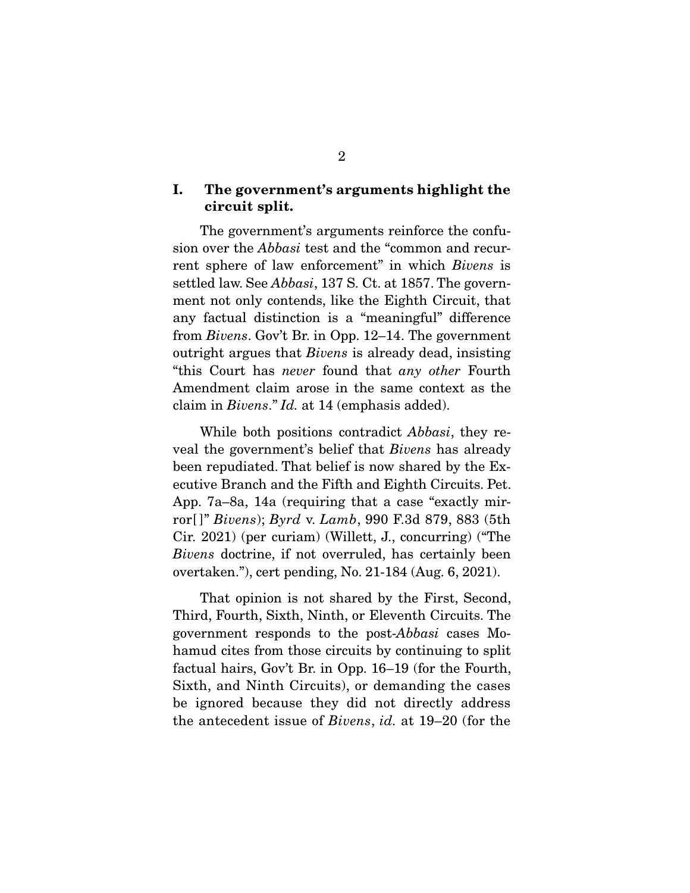## I. The government's arguments highlight the circuit split.

The government's arguments reinforce the confusion over the *Abbasi* test and the "common and recurrent sphere of law enforcement" in which *Bivens* is settled law. See *Abbasi*, 137 S. Ct. at 1857. The government not only contends, like the Eighth Circuit, that any factual distinction is a "meaningful" difference from *Bivens*. Gov't Br. in Opp. 12–14. The government outright argues that *Bivens* is already dead, insisting "this Court has *never* found that *any other* Fourth Amendment claim arose in the same context as the claim in *Bivens*." *Id.* at 14 (emphasis added).

While both positions contradict *Abbasi*, they reveal the government's belief that *Bivens* has already been repudiated. That belief is now shared by the Executive Branch and the Fifth and Eighth Circuits. Pet. App. 7a–8a, 14a (requiring that a case "exactly mirror[ ]" *Bivens*); *Byrd* v. *Lamb*, 990 F.3d 879, 883 (5th Cir. 2021) (per curiam) (Willett, J., concurring) ("The *Bivens* doctrine, if not overruled, has certainly been overtaken."), cert pending, No. 21-184 (Aug. 6, 2021).

That opinion is not shared by the First, Second, Third, Fourth, Sixth, Ninth, or Eleventh Circuits. The government responds to the post-*Abbasi* cases Mohamud cites from those circuits by continuing to split factual hairs, Gov't Br. in Opp. 16–19 (for the Fourth, Sixth, and Ninth Circuits), or demanding the cases be ignored because they did not directly address the antecedent issue of *Bivens*, *id.* at 19–20 (for the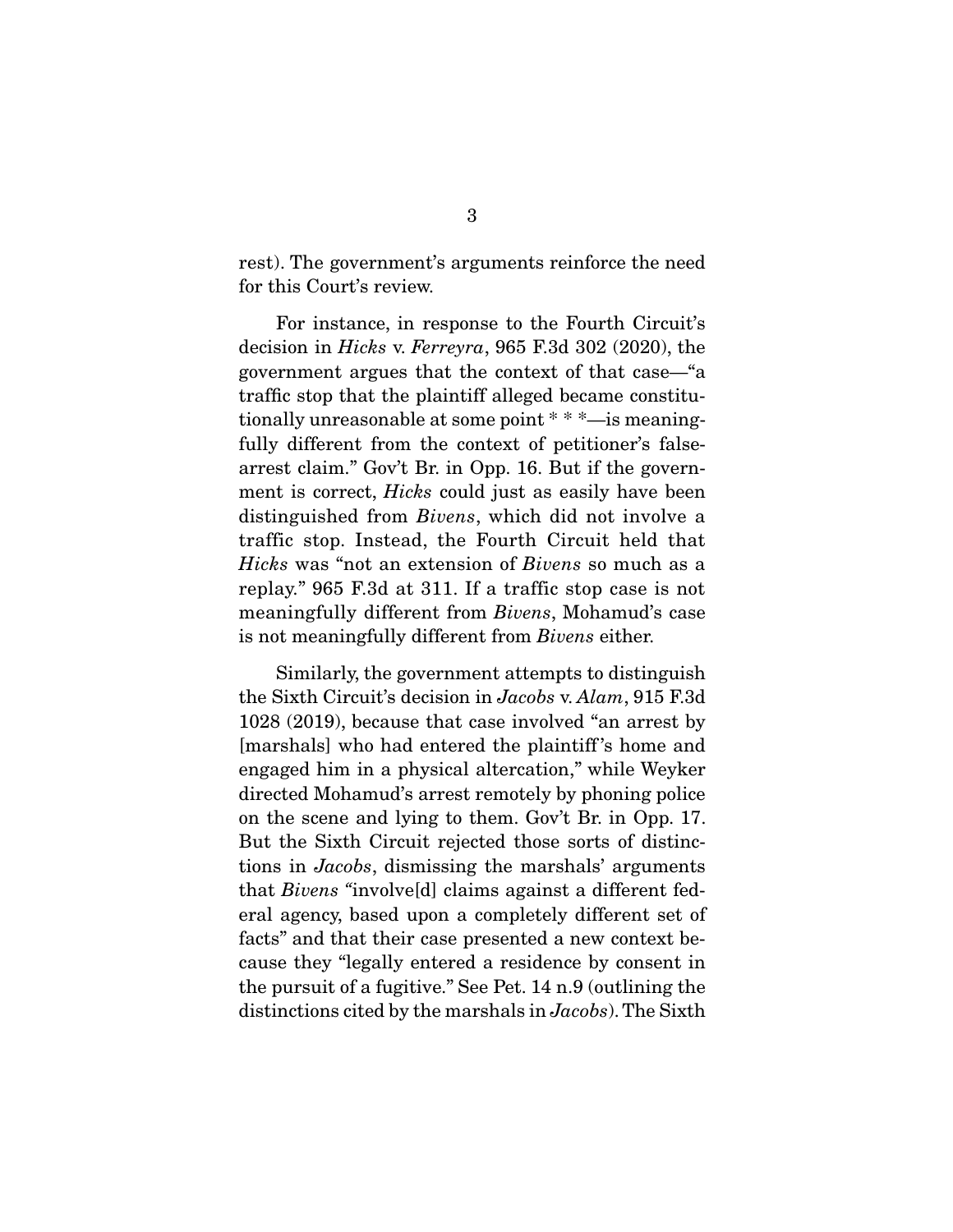rest). The government's arguments reinforce the need for this Court's review.

For instance, in response to the Fourth Circuit's decision in *Hicks* v. *Ferreyra*, 965 F.3d 302 (2020), the government argues that the context of that case—"a traffic stop that the plaintiff alleged became constitutionally unreasonable at some point * * *—is meaningfully different from the context of petitioner's false-arrest claim." Gov't Br. in Opp. 16. But if the government is correct, *Hicks* could just as easily have been distinguished from *Bivens*, which did not involve a traffic stop. Instead, the Fourth Circuit held that *Hicks* was "not an extension of *Bivens* so much as a replay." 965 F.3d at 311. If a traffic stop case is not meaningfully different from *Bivens*, Mohamud's case is not meaningfully different from *Bivens* either.

Similarly, the government attempts to distinguish the Sixth Circuit's decision in *Jacobs* v. *Alam*, 915 F.3d 1028 (2019), because that case involved "an arrest by [marshals] who had entered the plaintiff's home and engaged him in a physical altercation," while Weyker directed Mohamud's arrest remotely by phoning police on the scene and lying to them. Gov't Br. in Opp. 17. But the Sixth Circuit rejected those sorts of distinctions in *Jacobs*, dismissing the marshals' arguments that *Bivens* "involve[d] claims against a different federal agency, based upon a completely different set of facts" and that their case presented a new context because they "legally entered a residence by consent in the pursuit of a fugitive." See Pet. 14 n.9 (outlining the distinctions cited by the marshals in *Jacobs*). The Sixth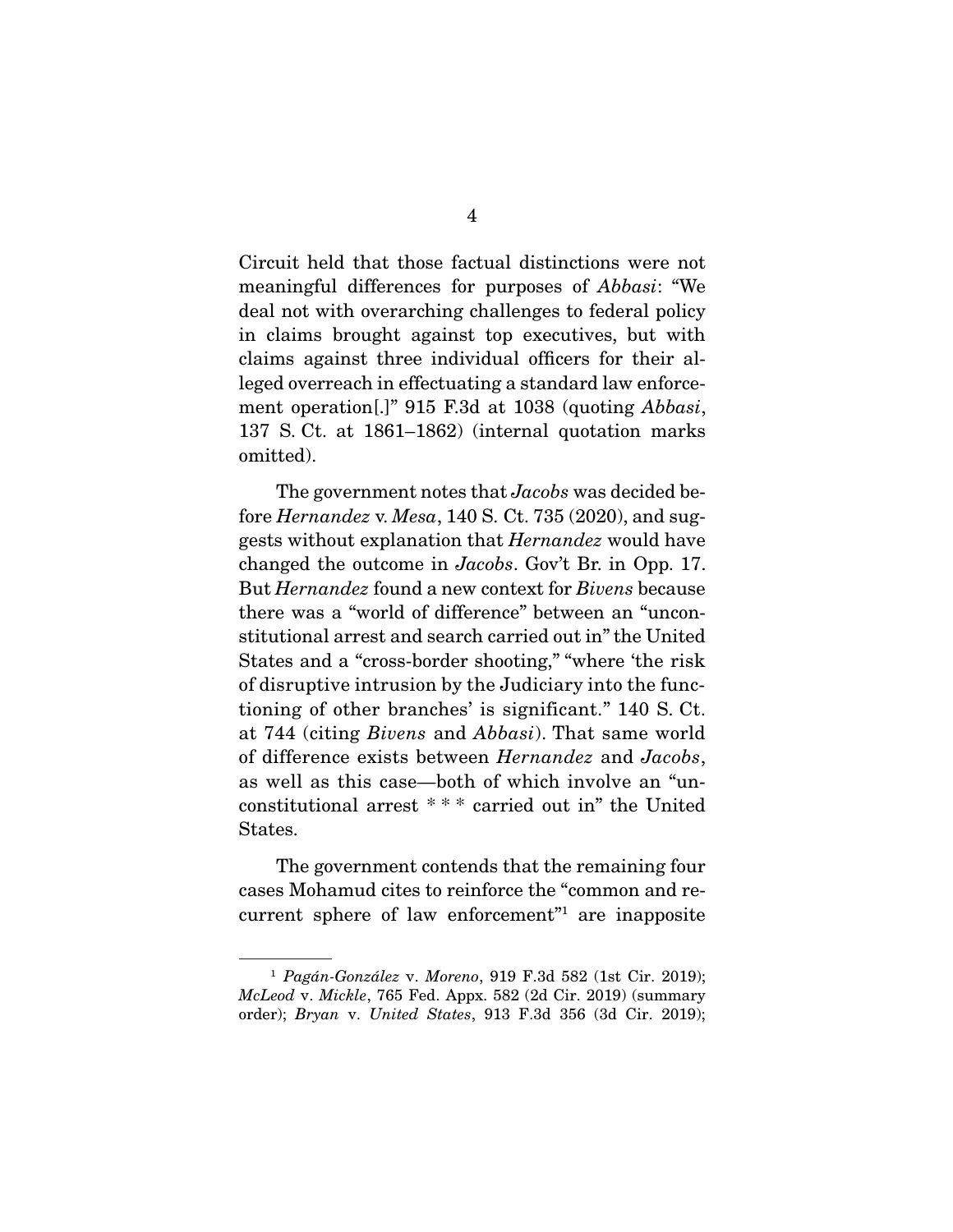Circuit held that those factual distinctions were not meaningful differences for purposes of *Abbasi*: "We deal not with overarching challenges to federal policy in claims brought against top executives, but with claims against three individual officers for their alleged overreach in effectuating a standard law enforcement operation[.]" 915 F.3d at 1038 (quoting *Abbasi*, 137 S. Ct. at 1861–1862) (internal quotation marks omitted).

The government notes that *Jacobs* was decided before *Hernandez* v. *Mesa*, 140 S. Ct. 735 (2020), and suggests without explanation that *Hernandez* would have changed the outcome in *Jacobs*. Gov't Br. in Opp. 17. But *Hernandez* found a new context for *Bivens* because there was a "world of difference" between an "unconstitutional arrest and search carried out in" the United States and a "cross-border shooting," "where 'the risk of disruptive intrusion by the Judiciary into the functioning of other branches' is significant." 140 S. Ct. at 744 (citing *Bivens* and *Abbasi*). That same world of difference exists between *Hernandez* and *Jacobs*, as well as this case—both of which involve an "unconstitutional arrest * * * carried out in" the United States.

The government contends that the remaining four cases Mohamud cites to reinforce the "common and recurrent sphere of law enforcement"[1] are inapposite

---

[1] *Pagán-González* v. *Moreno*, 919 F.3d 582 (1st Cir. 2019); *McLeod* v. *Mickle*, 765 Fed. Appx. 582 (2d Cir. 2019) (summary order); *Bryan* v. *United States*, 913 F.3d 356 (3d Cir. 2019);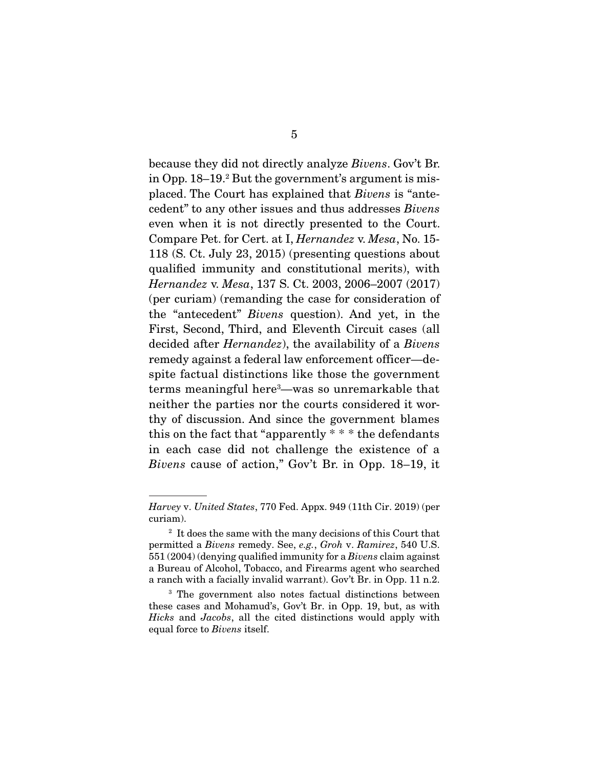because they did not directly analyze *Bivens*. Gov't Br. in Opp. 18–19.[2] But the government's argument is misplaced. The Court has explained that *Bivens* is "antecedent" to any other issues and thus addresses *Bivens* even when it is not directly presented to the Court. Compare Pet. for Cert. at I, *Hernandez* v. *Mesa*, No. 15-118 (S. Ct. July 23, 2015) (presenting questions about qualified immunity and constitutional merits), with *Hernandez* v. *Mesa*, 137 S. Ct. 2003, 2006–2007 (2017) (per curiam) (remanding the case for consideration of the "antecedent" *Bivens* question). And yet, in the First, Second, Third, and Eleventh Circuit cases (all decided after *Hernandez*), the availability of a *Bivens* remedy against a federal law enforcement officer—despite factual distinctions like those the government terms meaningful here[3]—was so unremarkable that neither the parties nor the courts considered it worthy of discussion. And since the government blames this on the fact that "apparently * * * the defendants in each case did not challenge the existence of a *Bivens* cause of action," Gov't Br. in Opp. 18–19, it

---

*Harvey* v. *United States*, 770 Fed. Appx. 949 (11th Cir. 2019) (per curiam).

[2] It does the same with the many decisions of this Court that permitted a *Bivens* remedy. See, *e.g.*, *Groh* v. *Ramirez*, 540 U.S. 551 (2004) (denying qualified immunity for a *Bivens* claim against a Bureau of Alcohol, Tobacco, and Firearms agent who searched a ranch with a facially invalid warrant). Gov't Br. in Opp. 11 n.2.

[3] The government also notes factual distinctions between these cases and Mohamud's, Gov't Br. in Opp. 19, but, as with *Hicks* and *Jacobs*, all the cited distinctions would apply with equal force to *Bivens* itself.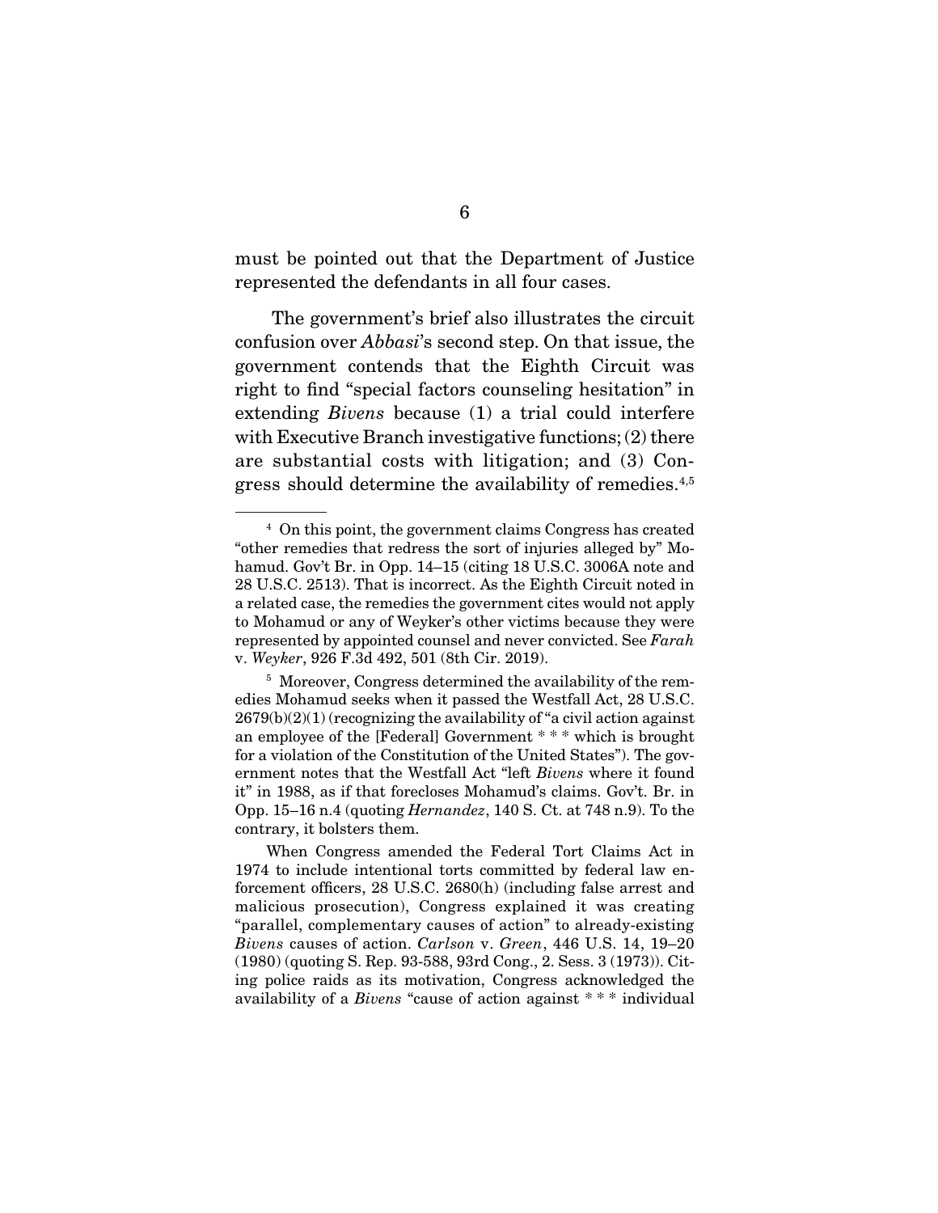must be pointed out that the Department of Justice represented the defendants in all four cases.

The government's brief also illustrates the circuit confusion over *Abbasi*'s second step. On that issue, the government contends that the Eighth Circuit was right to find "special factors counseling hesitation" in extending *Bivens* because (1) a trial could interfere with Executive Branch investigative functions; (2) there are substantial costs with litigation; and (3) Congress should determine the availability of remedies.[4,5]

---

[4] On this point, the government claims Congress has created "other remedies that redress the sort of injuries alleged by" Mohamud. Gov't Br. in Opp. 14–15 (citing 18 U.S.C. 3006A note and 28 U.S.C. 2513). That is incorrect. As the Eighth Circuit noted in a related case, the remedies the government cites would not apply to Mohamud or any of Weyker's other victims because they were represented by appointed counsel and never convicted. See *Farah* v. *Weyker*, 926 F.3d 492, 501 (8th Cir. 2019).

[5] Moreover, Congress determined the availability of the remedies Mohamud seeks when it passed the Westfall Act, 28 U.S.C. 2679(b)(2)(1) (recognizing the availability of "a civil action against an employee of the [Federal] Government * * * which is brought for a violation of the Constitution of the United States"). The government notes that the Westfall Act "left *Bivens* where it found it" in 1988, as if that forecloses Mohamud's claims. Gov't. Br. in Opp. 15–16 n.4 (quoting *Hernandez*, 140 S. Ct. at 748 n.9). To the contrary, it bolsters them.

When Congress amended the Federal Tort Claims Act in 1974 to include intentional torts committed by federal law enforcement officers, 28 U.S.C. 2680(h) (including false arrest and malicious prosecution), Congress explained it was creating "parallel, complementary causes of action" to already-existing *Bivens* causes of action. *Carlson* v. *Green*, 446 U.S. 14, 19–20 (1980) (quoting S. Rep. 93-588, 93rd Cong., 2. Sess. 3 (1973)). Citing police raids as its motivation, Congress acknowledged the availability of a *Bivens* "cause of action against * * * individual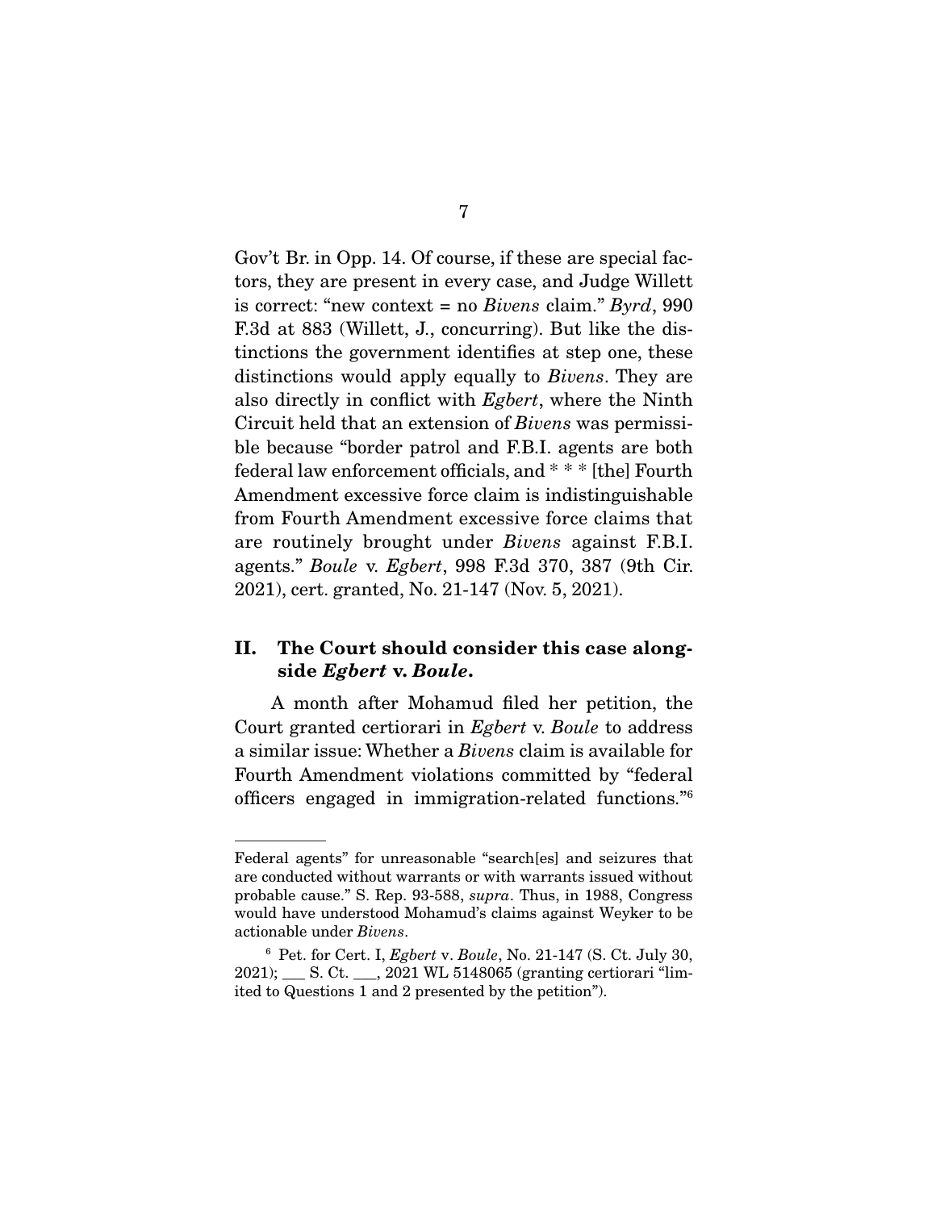Gov't Br. in Opp. 14. Of course, if these are special factors, they are present in every case, and Judge Willett is correct: "new context = no *Bivens* claim." *Byrd*, 990 F.3d at 883 (Willett, J., concurring). But like the distinctions the government identifies at step one, these distinctions would apply equally to *Bivens*. They are also directly in conflict with *Egbert*, where the Ninth Circuit held that an extension of *Bivens* was permissible because "border patrol and F.B.I. agents are both federal law enforcement officials, and * * * [the] Fourth Amendment excessive force claim is indistinguishable from Fourth Amendment excessive force claims that are routinely brought under *Bivens* against F.B.I. agents." *Boule* v. *Egbert*, 998 F.3d 370, 387 (9th Cir. 2021), cert. granted, No. 21-147 (Nov. 5, 2021).

## II. The Court should consider this case alongside *Egbert* v. *Boule*.

A month after Mohamud filed her petition, the Court granted certiorari in *Egbert* v. *Boule* to address a similar issue: Whether a *Bivens* claim is available for Fourth Amendment violations committed by "federal officers engaged in immigration-related functions."[6]

---

Federal agents" for unreasonable "search[es] and seizures that are conducted without warrants or with warrants issued without probable cause." S. Rep. 93-588, *supra*. Thus, in 1988, Congress would have understood Mohamud's claims against Weyker to be actionable under *Bivens*.

[6] Pet. for Cert. I, *Egbert* v. *Boule*, No. 21-147 (S. Ct. July 30, 2021); ___ S. Ct. ___, 2021 WL 5148065 (granting certiorari "limited to Questions 1 and 2 presented by the petition").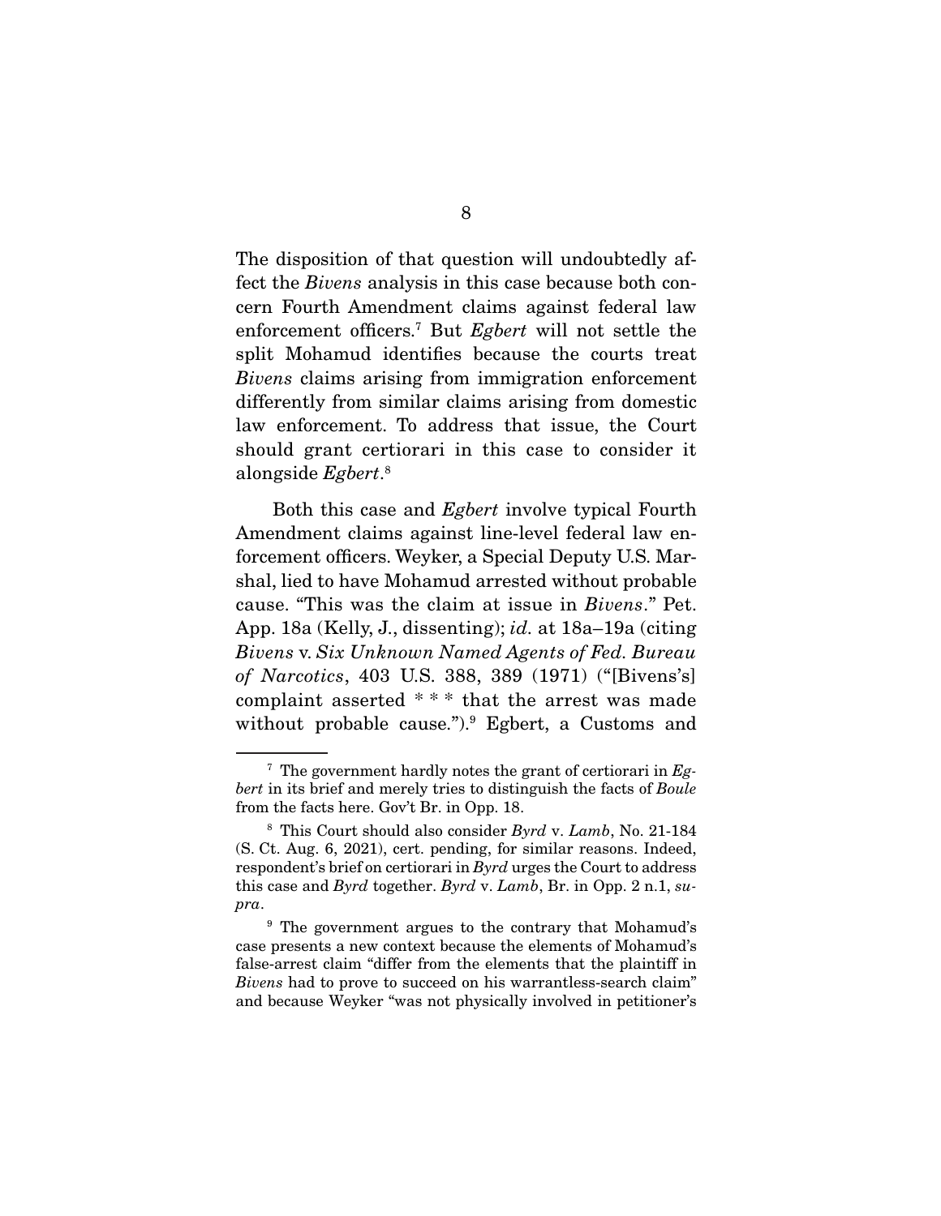The disposition of that question will undoubtedly affect the *Bivens* analysis in this case because both concern Fourth Amendment claims against federal law enforcement officers.[7] But *Egbert* will not settle the split Mohamud identifies because the courts treat *Bivens* claims arising from immigration enforcement differently from similar claims arising from domestic law enforcement. To address that issue, the Court should grant certiorari in this case to consider it alongside *Egbert*.[8]

Both this case and *Egbert* involve typical Fourth Amendment claims against line-level federal law enforcement officers. Weyker, a Special Deputy U.S. Marshal, lied to have Mohamud arrested without probable cause. "This was the claim at issue in *Bivens*." Pet. App. 18a (Kelly, J., dissenting); *id.* at 18a–19a (citing *Bivens* v. *Six Unknown Named Agents of Fed. Bureau of Narcotics*, 403 U.S. 388, 389 (1971) ("[Bivens's] complaint asserted * * * that the arrest was made without probable cause.").[9] Egbert, a Customs and

---

[7] The government hardly notes the grant of certiorari in *Egbert* in its brief and merely tries to distinguish the facts of *Boule* from the facts here. Gov't Br. in Opp. 18.

[8] This Court should also consider *Byrd* v. *Lamb*, No. 21-184 (S. Ct. Aug. 6, 2021), cert. pending, for similar reasons. Indeed, respondent's brief on certiorari in *Byrd* urges the Court to address this case and *Byrd* together. *Byrd* v. *Lamb*, Br. in Opp. 2 n.1, *supra*.

[9] The government argues to the contrary that Mohamud's case presents a new context because the elements of Mohamud's false-arrest claim "differ from the elements that the plaintiff in *Bivens* had to prove to succeed on his warrantless-search claim" and because Weyker "was not physically involved in petitioner's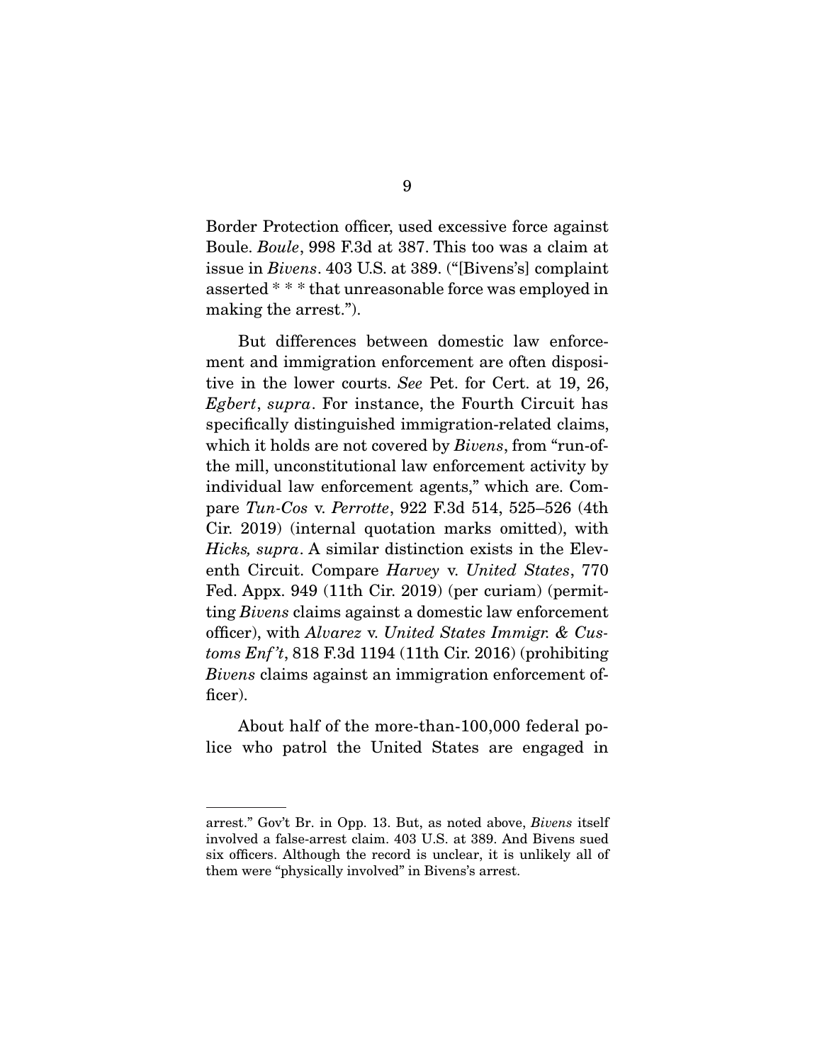Border Protection officer, used excessive force against Boule. *Boule*, 998 F.3d at 387. This too was a claim at issue in *Bivens*. 403 U.S. at 389. ("[Bivens's] complaint asserted * * * that unreasonable force was employed in making the arrest.").

But differences between domestic law enforcement and immigration enforcement are often dispositive in the lower courts. *See* Pet. for Cert. at 19, 26, *Egbert*, *supra*. For instance, the Fourth Circuit has specifically distinguished immigration-related claims, which it holds are not covered by *Bivens*, from "run-of-the mill, unconstitutional law enforcement activity by individual law enforcement agents," which are. Compare *Tun-Cos* v. *Perrotte*, 922 F.3d 514, 525–526 (4th Cir. 2019) (internal quotation marks omitted), with *Hicks, supra*. A similar distinction exists in the Eleventh Circuit. Compare *Harvey* v. *United States*, 770 Fed. Appx. 949 (11th Cir. 2019) (per curiam) (permitting *Bivens* claims against a domestic law enforcement officer), with *Alvarez* v. *United States Immigr. & Customs Enf't*, 818 F.3d 1194 (11th Cir. 2016) (prohibiting *Bivens* claims against an immigration enforcement officer).

About half of the more-than-100,000 federal police who patrol the United States are engaged in

---

arrest." Gov't Br. in Opp. 13. But, as noted above, *Bivens* itself involved a false-arrest claim. 403 U.S. at 389. And Bivens sued six officers. Although the record is unclear, it is unlikely all of them were "physically involved" in Bivens's arrest.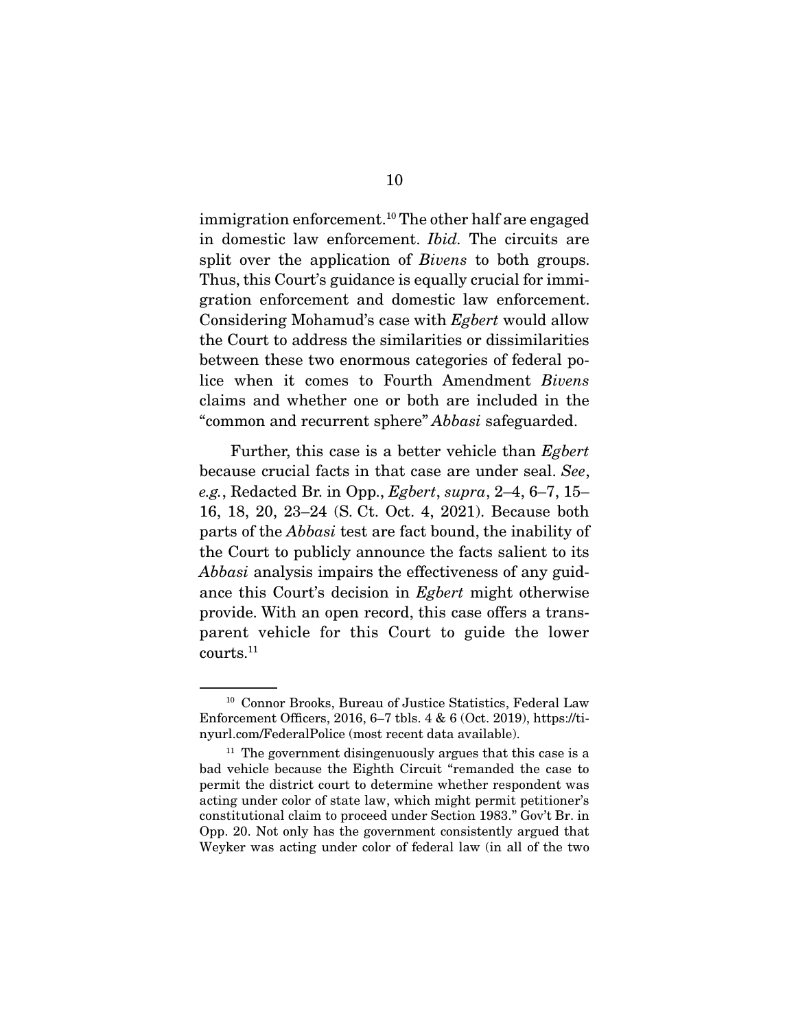immigration enforcement.[10] The other half are engaged in domestic law enforcement. *Ibid.* The circuits are split over the application of *Bivens* to both groups. Thus, this Court's guidance is equally crucial for immigration enforcement and domestic law enforcement. Considering Mohamud's case with *Egbert* would allow the Court to address the similarities or dissimilarities between these two enormous categories of federal police when it comes to Fourth Amendment *Bivens* claims and whether one or both are included in the "common and recurrent sphere" *Abbasi* safeguarded.

Further, this case is a better vehicle than *Egbert* because crucial facts in that case are under seal. *See*, *e.g.*, Redacted Br. in Opp., *Egbert*, *supra*, 2–4, 6–7, 15–16, 18, 20, 23–24 (S. Ct. Oct. 4, 2021). Because both parts of the *Abbasi* test are fact bound, the inability of the Court to publicly announce the facts salient to its *Abbasi* analysis impairs the effectiveness of any guidance this Court's decision in *Egbert* might otherwise provide. With an open record, this case offers a transparent vehicle for this Court to guide the lower courts.[11]

---

[10] Connor Brooks, Bureau of Justice Statistics, Federal Law Enforcement Officers, 2016, 6–7 tbls. 4 & 6 (Oct. 2019), https://tinyurl.com/FederalPolice (most recent data available).

[11] The government disingenuously argues that this case is a bad vehicle because the Eighth Circuit "remanded the case to permit the district court to determine whether respondent was acting under color of state law, which might permit petitioner's constitutional claim to proceed under Section 1983." Gov't Br. in Opp. 20. Not only has the government consistently argued that Weyker was acting under color of federal law (in all of the two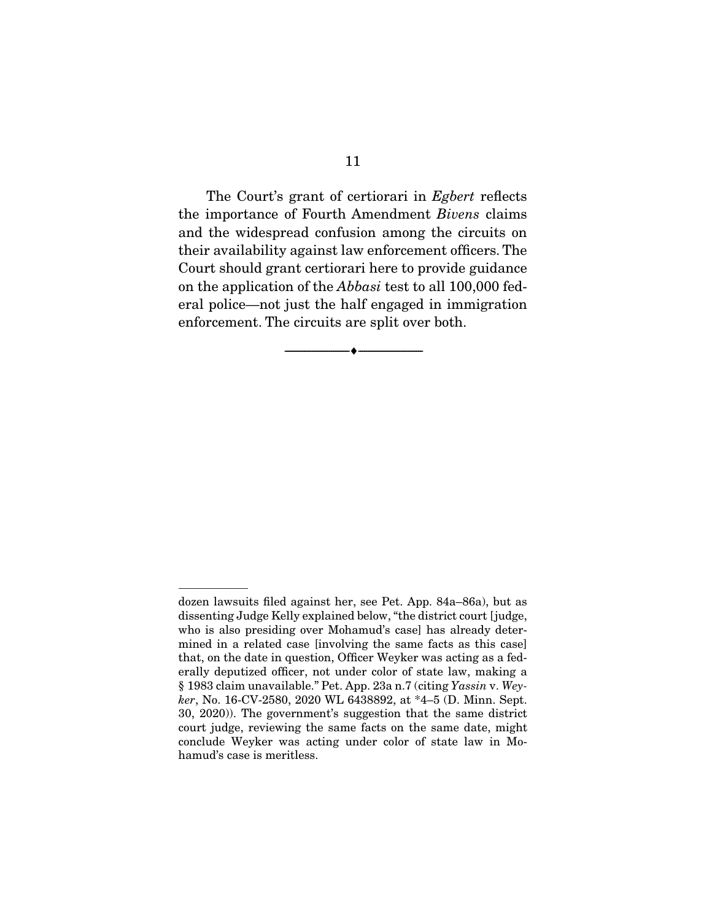The Court's grant of certiorari in *Egbert* reflects the importance of Fourth Amendment *Bivens* claims and the widespread confusion among the circuits on their availability against law enforcement officers. The Court should grant certiorari here to provide guidance on the application of the *Abbasi* test to all 100,000 federal police—not just the half engaged in immigration enforcement. The circuits are split over both.

---

dozen lawsuits filed against her, see Pet. App. 84a–86a), but as dissenting Judge Kelly explained below, "the district court [judge, who is also presiding over Mohamud's case] has already determined in a related case [involving the same facts as this case] that, on the date in question, Officer Weyker was acting as a federally deputized officer, not under color of state law, making a § 1983 claim unavailable." Pet. App. 23a n.7 (citing *Yassin* v. *Weyker*, No. 16-CV-2580, 2020 WL 6438892, at *4–5 (D. Minn. Sept. 30, 2020)). The government's suggestion that the same district court judge, reviewing the same facts on the same date, might conclude Weyker was acting under color of state law in Mohamud's case is meritless.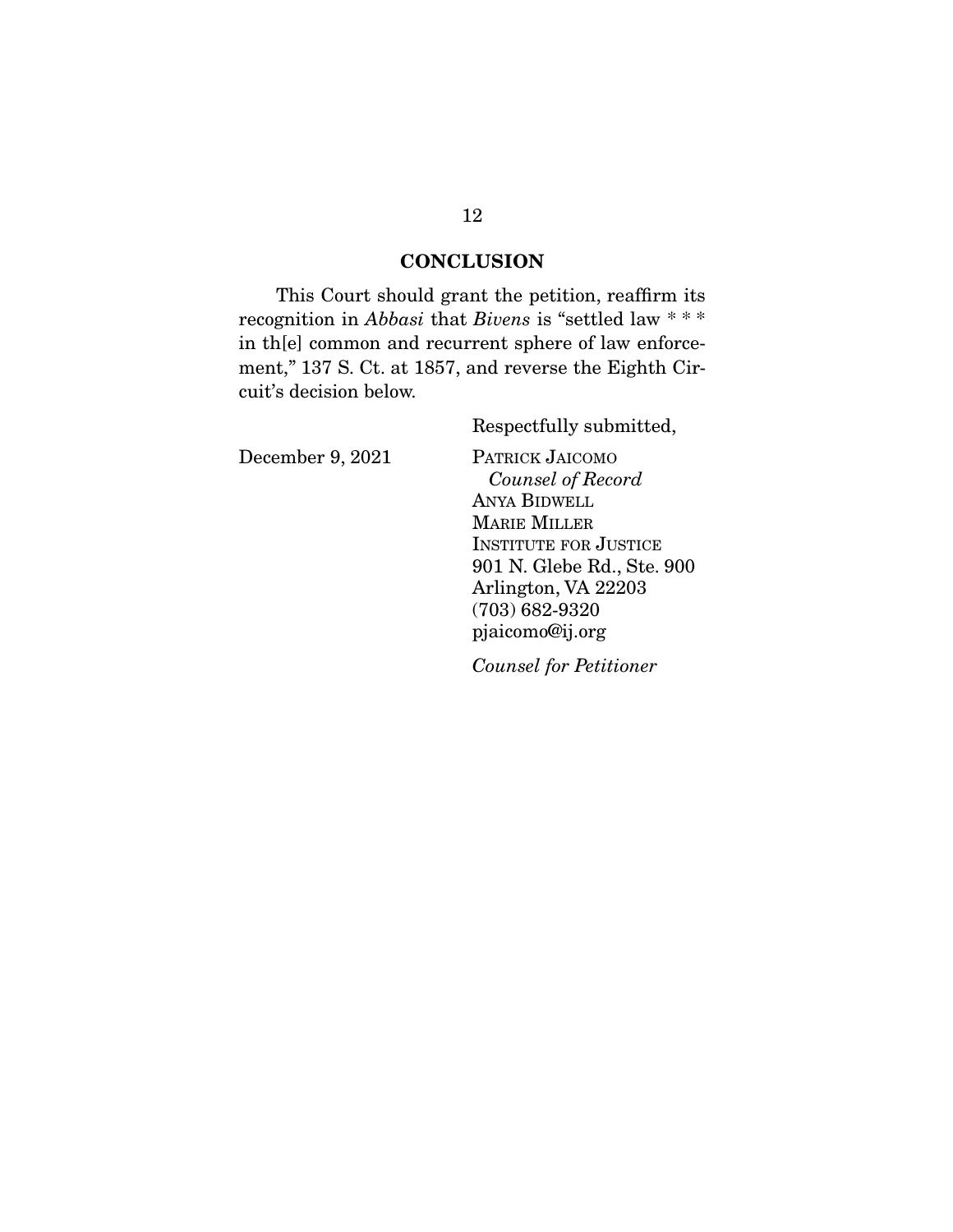## CONCLUSION

This Court should grant the petition, reaffirm its recognition in *Abbasi* that *Bivens* is "settled law * * * in th[e] common and recurrent sphere of law enforcement," 137 S. Ct. at 1857, and reverse the Eighth Circuit's decision below.

Respectfully submitted,

December 9, 2021

PATRICK JAICOMO
*Counsel of Record*
ANYA BIDWELL
MARIE MILLER
INSTITUTE FOR JUSTICE
901 N. Glebe Rd., Ste. 900
Arlington, VA 22203
(703) 682-9320
pjaicomo@ij.org

*Counsel for Petitioner*